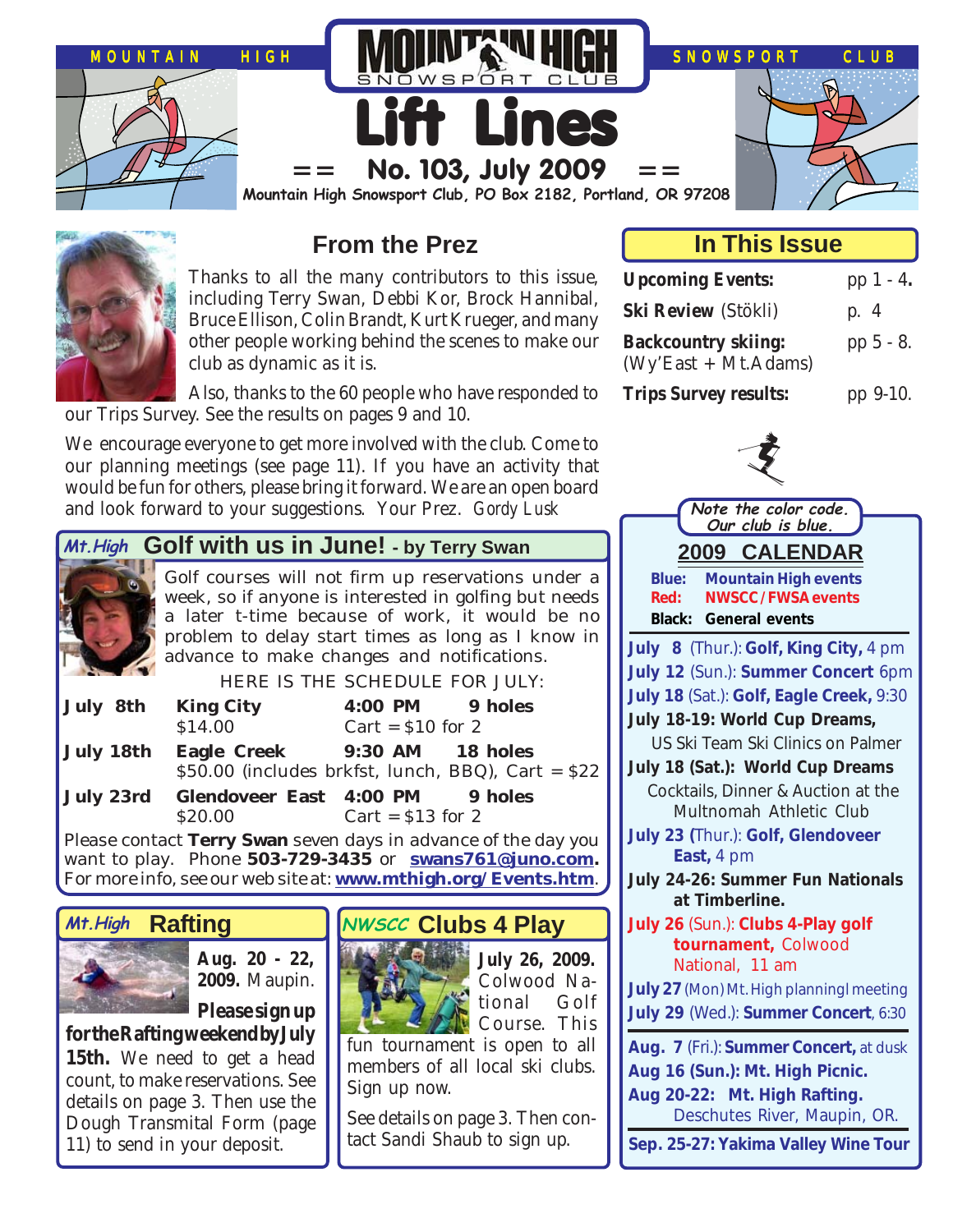MOUNTAIN HIGH SNOWSPORT CLUB

# Lift Lines

**== No. 103, July 2009 ==**

**Mountain High Snowsport Club, PO Box 2182, Portland, OR 97208**

## From the Prez

Thanks to all the many contributors to this issue, including Terry Swan, Debbi Kor, Brock Hannibal, Bruce Ellison, Colin Brandt, Kurt Krueger, and many other people working behind the scenes to make our club as dynamic as it is.

Also, thanks to the 60 people who have responded to our Trips Survey. See the results on pages 9 and 10.

We encourage everyone to get more involved with the club. Come to our planning meetings (see page 11). If you have an activity that would be fun for others, please bring it forward. We are an open board and look forward to your suggestions. Your Prez. *Gordy Lusk*

## In This Issue

| | |
|---|---|
| **Upcoming Events:** | pp 1 - 4. |
| **Ski Review** (Stökli) | p. 4 |
| **Backcountry skiing:** (Wy'East + Mt.Adams) | pp 5 - 8. |
| **Trips Survey results:** | pp 9-10. |

## Mt.High Golf with us in June! - by Terry Swan

Golf courses will not firm up reservations under a week, so if anyone is interested in golfing but needs a later t-time because of work, it would be no problem to delay start times as long as I know in advance to make changes and notifications.

HERE IS THE SCHEDULE FOR JULY:

| Date | Course | Time | Holes |
|---|---|---|---|
| **July 8th** | **King City** $14.00 | **4:00 PM** Cart = $10 for 2 | **9 holes** |
| **July 18th** | **Eagle Creek** $50.00 (includes brkfst, lunch, BBQ), Cart = $22 | **9:30 AM** | **18 holes** |
| **July 23rd** | **Glendoveer East** $20.00 | **4:00 PM** Cart = $13 for 2 | **9 holes** |

Please contact **Terry Swan** seven days in advance of the day you want to play. Phone **503-729-3435** or **swans761@juno.com.** For more info, see our web site at: **www.mthigh.org/Events.htm**.

## Mt.High Rafting

**Aug. 20 - 22, 2009.** Maupin.

**Please sign up for the Rafting weekend by July 15th.** We need to get a head count, to make reservations. See details on page 3. Then use the Dough Transmital Form (page 11) to send in your deposit.

## NWSCC Clubs 4 Play

**July 26, 2009.** Colwood National Golf Course. This fun tournament is open to all members of all local ski clubs. Sign up now.

See details on page 3. Then contact Sandi Shaub to sign up.

***Note the color code. Our club is blue.***

## 2009 CALENDAR

**Blue:** Mountain High events
**Red:** NWSCC / FWSA events
**Black:** General events

- **July 8** (Thur.): **Golf, King City,** 4 pm
- **July 12** (Sun.): **Summer Concert** 6pm
- **July 18** (Sat.): **Golf, Eagle Creek,** 9:30
- **July 18-19: World Cup Dreams,** US Ski Team Ski Clinics on Palmer
- **July 18 (Sat.): World Cup Dreams** Cocktails, Dinner & Auction at the Multnomah Athletic Club
- **July 23** (Thur.): **Golf, Glendoveer East,** 4 pm
- **July 24-26: Summer Fun Nationals at Timberline.**
- **July 26** (Sun.): **Clubs 4-Play golf tournament,** Colwood National, 11 am
- **July 27** (Mon) Mt. High planning meeting
- **July 29** (Wed.): **Summer Concert**, 6:30
- **Aug. 7** (Fri.): **Summer Concert,** at dusk
- **Aug 16 (Sun.): Mt. High Picnic.**
- **Aug 20-22: Mt. High Rafting.** Deschutes River, Maupin, OR.
- **Sep. 25-27: Yakima Valley Wine Tour**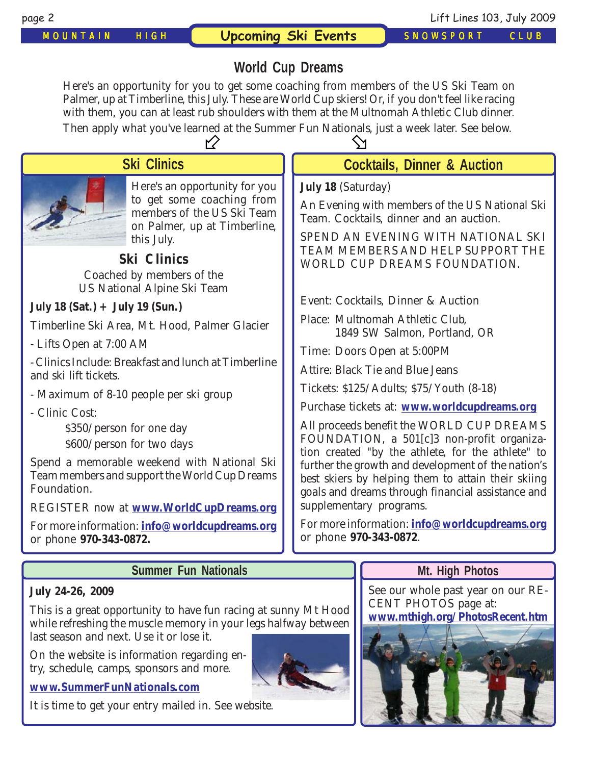# Upcoming Ski Events

## World Cup Dreams

Here's an opportunity for you to get some coaching from members of the US Ski Team on Palmer, up at Timberline, this July. These are World Cup skiers! Or, if you don't feel like racing with them, you can at least rub shoulders with them at the Multnomah Athletic Club dinner. Then apply what you've learned at the Summer Fun Nationals, just a week later. See below.

## Ski Clinics

Here's an opportunity for you to get some coaching from members of the US Ski Team on Palmer, up at Timberline, this July.

### Ski Clinics

Coached by members of the US National Alpine Ski Team

**July 18 (Sat.) + July 19 (Sun.)**

Timberline Ski Area, Mt. Hood, Palmer Glacier

- Lifts Open at 7:00 AM
- Clinics Include: Breakfast and lunch at Timberline and ski lift tickets.
- Maximum of 8-10 people per ski group
- Clinic Cost:
  - $350/person for one day
  - $600/person for two days

Spend a memorable weekend with National Ski Team members and support the World Cup Dreams Foundation.

REGISTER now at **www.WorldCupDreams.org**

For more information: **info@worldcupdreams.org** or phone **970-343-0872.**

## Cocktails, Dinner & Auction

**July 18** (Saturday)

An Evening with members of the US National Ski Team. Cocktails, dinner and an auction.

SPEND AN EVENING WITH NATIONAL SKI TEAM MEMBERS AND HELP SUPPORT THE WORLD CUP DREAMS FOUNDATION.

Event: Cocktails, Dinner & Auction

Place: Multnomah Athletic Club, 1849 SW Salmon, Portland, OR

Time: Doors Open at 5:00PM

Attire: Black Tie and Blue Jeans

Tickets: $125/Adults; $75/Youth (8-18)

Purchase tickets at: **www.worldcupdreams.org**

All proceeds benefit the WORLD CUP DREAMS FOUNDATION, a 501[c]3 non-profit organization created "by the athlete, for the athlete" to further the growth and development of the nation's best skiers by helping them to attain their skiing goals and dreams through financial assistance and supplementary programs.

For more information: **info@worldcupdreams.org** or phone **970-343-0872**.

## Summer Fun Nationals

**July 24-26, 2009**

This is a great opportunity to have fun racing at sunny Mt Hood while refreshing the muscle memory in your legs halfway between last season and next. Use it or lose it.

On the website is information regarding entry, schedule, camps, sponsors and more.

**www.SummerFunNationals.com**

It is time to get your entry mailed in. See website.

## Mt. High Photos

See our whole past year on our RECENT PHOTOS page at: **www.mthigh.org/PhotosRecent.htm**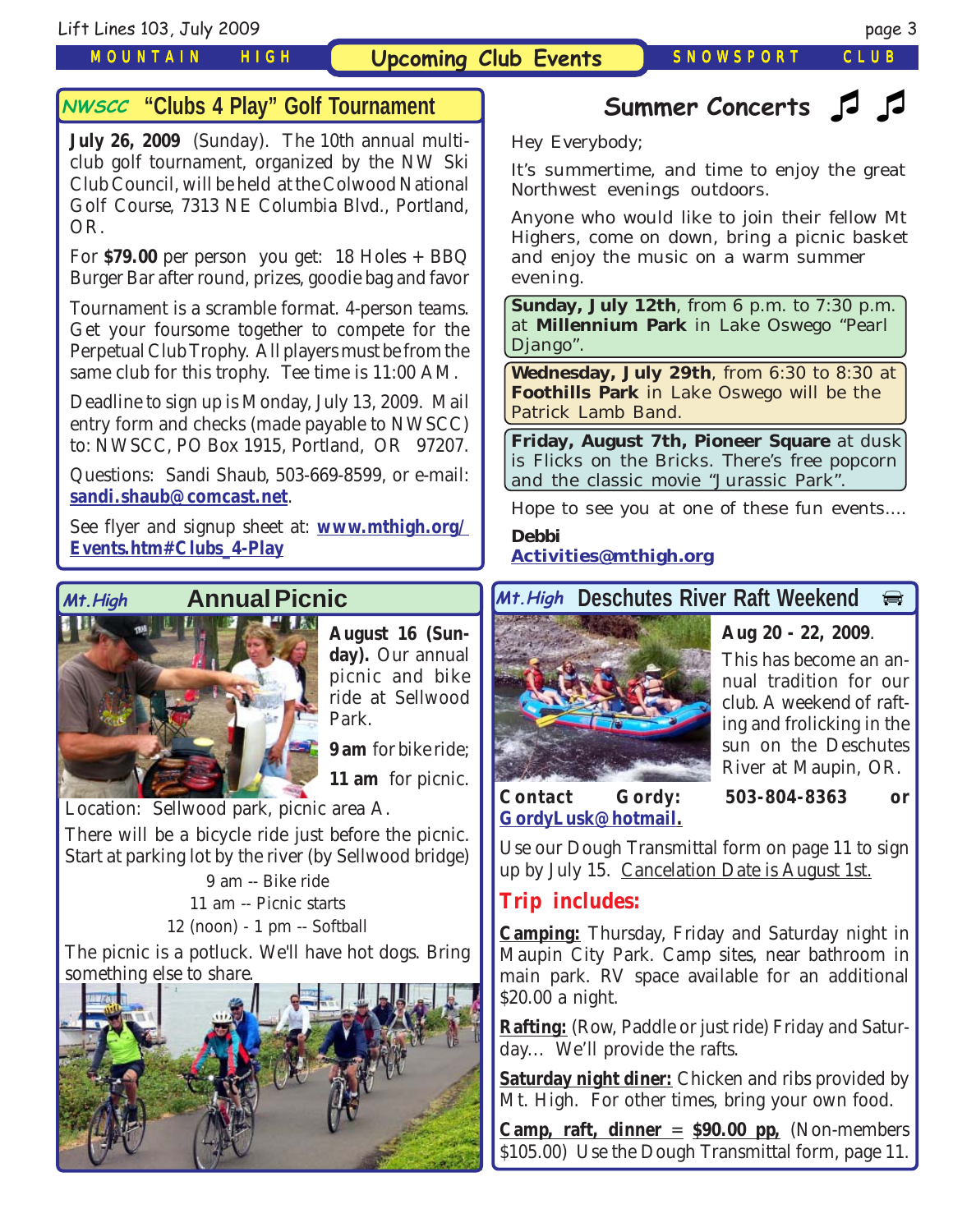## Upcoming Club Events

## NWSCC "Clubs 4 Play" Golf Tournament

**July 26, 2009** (Sunday). The 10th annual multi-club golf tournament, organized by the NW Ski Club Council, will be held at the Colwood National Golf Course, 7313 NE Columbia Blvd., Portland, OR.

For **$79.00** per person you get: 18 Holes + BBQ Burger Bar after round, prizes, goodie bag and favor

Tournament is a scramble format. 4-person teams. Get your foursome together to compete for the Perpetual Club Trophy. All players must be from the same club for this trophy. Tee time is 11:00 AM.

Deadline to sign up is Monday, July 13, 2009. Mail entry form and checks (made payable to NWSCC) to: NWSCC, PO Box 1915, Portland, OR 97207.

Questions: Sandi Shaub, 503-669-8599, or e-mail: **sandi.shaub@comcast.net**.

See flyer and signup sheet at: **www.mthigh.org/Events.htm#Clubs_4-Play**

## Summer Concerts ♫ ♫

Hey Everybody;

It's summertime, and time to enjoy the great Northwest evenings outdoors.

Anyone who would like to join their fellow Mt Highers, come on down, bring a picnic basket and enjoy the music on a warm summer evening.

**Sunday, July 12th**, from 6 p.m. to 7:30 p.m. at **Millennium Park** in Lake Oswego "Pearl Django".

**Wednesday, July 29th**, from 6:30 to 8:30 at **Foothills Park** in Lake Oswego will be the Patrick Lamb Band.

**Friday, August 7th, Pioneer Square** at dusk is Flicks on the Bricks. There's free popcorn and the classic movie "Jurassic Park".

Hope to see you at one of these fun events....

**Debbi**
**Activities@mthigh.org**

## Mt.High Annual Picnic

**August 16 (Sunday).** Our annual picnic and bike ride at Sellwood Park.

**9 am** for bike ride;

**11 am** for picnic.

Location: Sellwood park, picnic area A.

There will be a bicycle ride just before the picnic. Start at parking lot by the river (by Sellwood bridge)

9 am -- Bike ride
11 am -- Picnic starts
12 (noon) - 1 pm -- Softball

The picnic is a potluck. We'll have hot dogs. Bring something else to share.

## Mt.High Deschutes River Raft Weekend

**Aug 20 - 22, 2009**.

This has become an annual tradition for our club. A weekend of rafting and frolicking in the sun on the Deschutes River at Maupin, OR.

**Contact Gordy: 503-804-8363 or GordyLusk@hotmail.**

Use our Dough Transmittal form on page 11 to sign up by July 15. Cancelation Date is August 1st.

### Trip includes:

**Camping:** Thursday, Friday and Saturday night in Maupin City Park. Camp sites, near bathroom in main park. RV space available for an additional $20.00 a night.

**Rafting:** (Row, Paddle or just ride) Friday and Saturday... We'll provide the rafts.

**Saturday night diner:** Chicken and ribs provided by Mt. High. For other times, bring your own food.

**Camp, raft, dinner = $90.00 pp,** (Non-members $105.00) Use the Dough Transmittal form, page 11.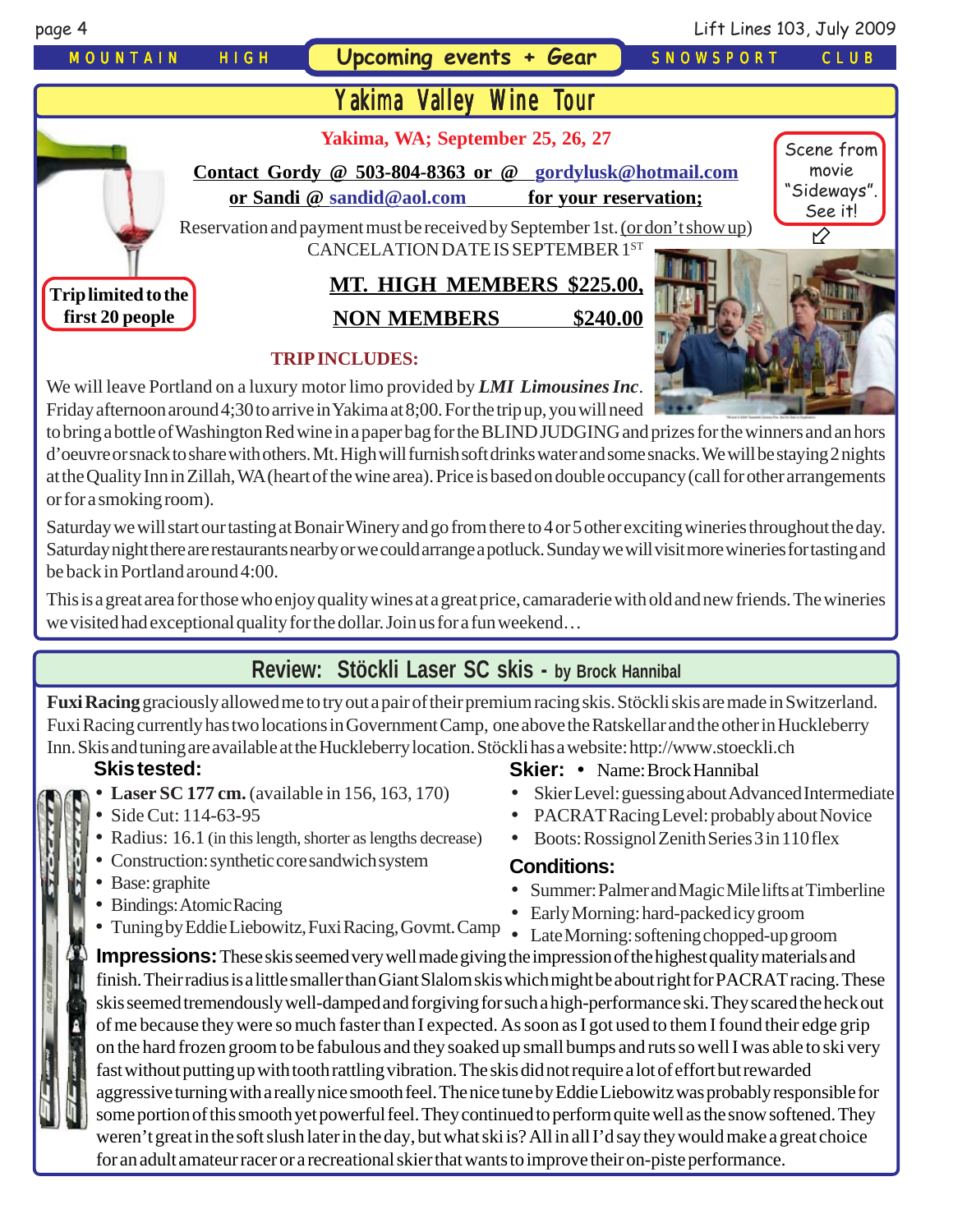# Upcoming events + Gear

## Yakima Valley Wine Tour

**Yakima, WA; September 25, 26, 27**

**Contact Gordy @ 503-804-8363 or @ gordylusk@hotmail.com or Sandi @ sandid@aol.com for your reservation;**

Reservation and payment must be received by September 1st. (or don't show up)
CANCELATION DATE IS SEPTEMBER 1ST

Scene from movie "Sideways". See it!

**Trip limited to the first 20 people**

**MT. HIGH MEMBERS $225.00,**

**NON MEMBERS $240.00**

**TRIP INCLUDES:**

We will leave Portland on a luxury motor limo provided by ***LMI Limousines Inc***. Friday afternoon around 4;30 to arrive in Yakima at 8;00. For the trip up, you will need to bring a bottle of Washington Red wine in a paper bag for the BLIND JUDGING and prizes for the winners and an hors d'oeuvre or snack to share with others. Mt. High will furnish soft drinks water and some snacks. We will be staying 2 nights at the Quality Inn in Zillah, WA (heart of the wine area). Price is based on double occupancy (call for other arrangements or for a smoking room).

Saturday we will start our tasting at Bonair Winery and go from there to 4 or 5 other exciting wineries throughout the day. Saturday night there are restaurants nearby or we could arrange a potluck. Sunday we will visit more wineries for tasting and be back in Portland around 4:00.

This is a great area for those who enjoy quality wines at a great price, camaraderie with old and new friends. The wineries we visited had exceptional quality for the dollar. Join us for a fun weekend…

## Review: Stöckli Laser SC skis - by Brock Hannibal

**Fuxi Racing** graciously allowed me to try out a pair of their premium racing skis. Stöckli skis are made in Switzerland. Fuxi Racing currently has two locations in Government Camp, one above the Ratskellar and the other in Huckleberry Inn. Skis and tuning are available at the Huckleberry location. Stöckli has a website: http://www.stoeckli.ch

### Skis tested:

- **Laser SC 177 cm.** (available in 156, 163, 170)
- Side Cut: 114-63-95
- Radius: 16.1 (in this length, shorter as lengths decrease)
- Construction: synthetic core sandwich system
- Base: graphite
- Bindings: Atomic Racing
- Tuning by Eddie Liebowitz, Fuxi Racing, Govmt. Camp

### Skier:

- Name: Brock Hannibal
- Skier Level: guessing about Advanced Intermediate
- PACRAT Racing Level: probably about Novice
- Boots: Rossignol Zenith Series 3 in 110 flex

### Conditions:

- Summer: Palmer and Magic Mile lifts at Timberline
- Early Morning: hard-packed icy groom
- Late Morning: softening chopped-up groom

**Impressions:** These skis seemed very well made giving the impression of the highest quality materials and finish. Their radius is a little smaller than Giant Slalom skis which might be about right for PACRAT racing. These skis seemed tremendously well-damped and forgiving for such a high-performance ski. They scared the heck out of me because they were so much faster than I expected. As soon as I got used to them I found their edge grip on the hard frozen groom to be fabulous and they soaked up small bumps and ruts so well I was able to ski very fast without putting up with tooth rattling vibration. The skis did not require a lot of effort but rewarded aggressive turning with a really nice smooth feel. The nice tune by Eddie Liebowitz was probably responsible for some portion of this smooth yet powerful feel. They continued to perform quite well as the snow softened. They weren't great in the soft slush later in the day, but what ski is? All in all I'd say they would make a great choice for an adult amateur racer or a recreational skier that wants to improve their on-piste performance.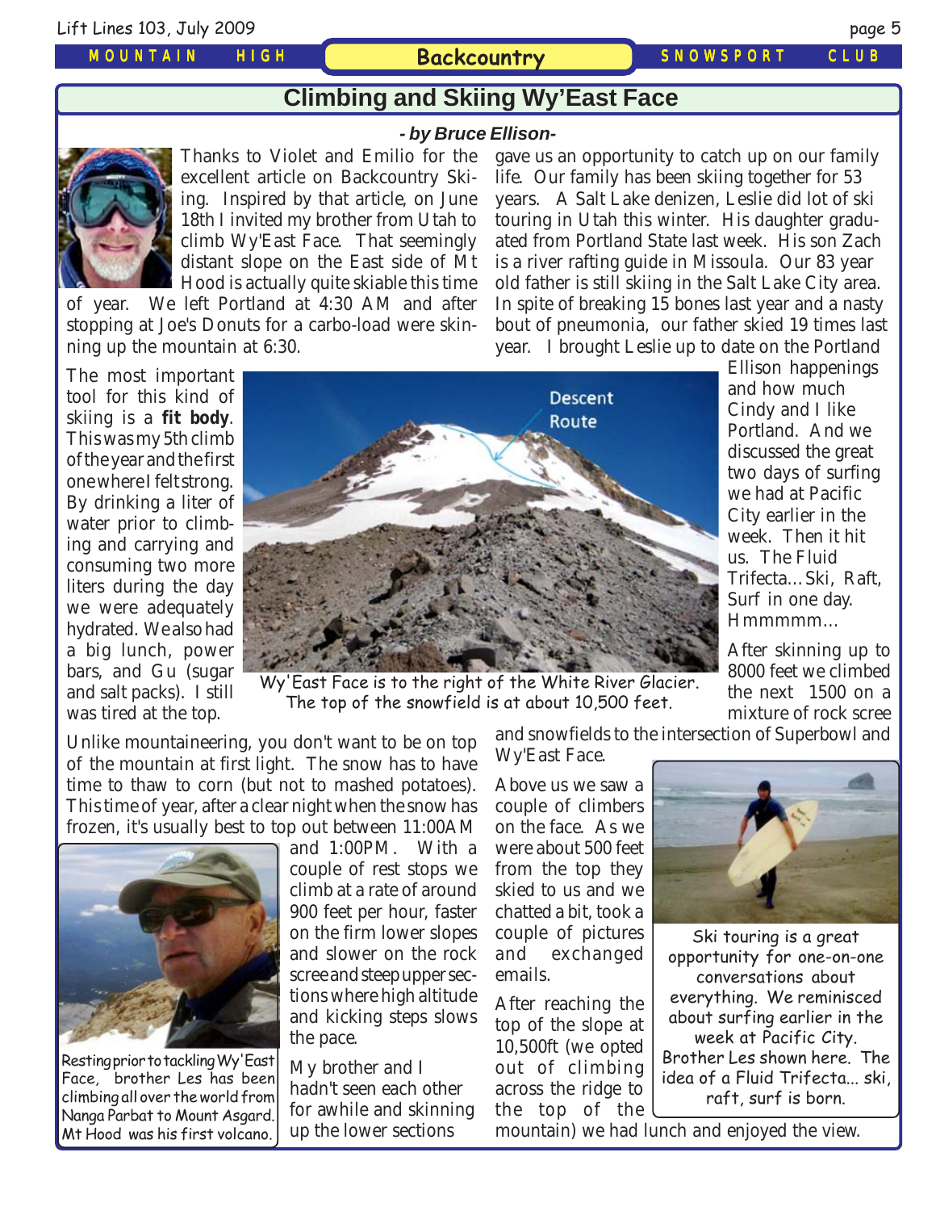# Climbing and Skiing Wy'East Face

*- by Bruce Ellison-*

Thanks to Violet and Emilio for the excellent article on Backcountry Skiing. Inspired by that article, on June 18th I invited my brother from Utah to climb Wy'East Face. That seemingly distant slope on the East side of Mt Hood is actually quite skiable this time of year. We left Portland at 4:30 AM and after stopping at Joe's Donuts for a carbo-load were skinning up the mountain at 6:30.

The most important tool for this kind of skiing is a **fit body**. This was my 5th climb of the year and the first one where I felt strong. By drinking a liter of water prior to climbing and carrying and consuming two more liters during the day we were adequately hydrated. We also had a big lunch, power bars, and Gu (sugar and salt packs). I still was tired at the top.

Descent Route

Wy'East Face is to the right of the White River Glacier. The top of the snowfield is at about 10,500 feet.

Unlike mountaineering, you don't want to be on top of the mountain at first light. The snow has to have time to thaw to corn (but not to mashed potatoes). This time of year, after a clear night when the snow has frozen, it's usually best to top out between 11:00AM and 1:00PM. With a couple of rest stops we climb at a rate of around 900 feet per hour, faster on the firm lower slopes and slower on the rock scree and steep upper sections where high altitude and kicking steps slows the pace.

Resting prior to tackling Wy'East Face, brother Les has been climbing all over the world from Nanga Parbat to Mount Asgard. Mt Hood was his first volcano.

My brother and I hadn't seen each other for awhile and skinning up the lower sections gave us an opportunity to catch up on our family life. Our family has been skiing together for 53 years. A Salt Lake denizen, Leslie did lot of ski touring in Utah this winter. His daughter graduated from Portland State last week. His son Zach is a river rafting guide in Missoula. Our 83 year old father is still skiing in the Salt Lake City area. In spite of breaking 15 bones last year and a nasty bout of pneumonia, our father skied 19 times last year. I brought Leslie up to date on the Portland Ellison happenings and how much Cindy and I like Portland. And we discussed the great two days of surfing we had at Pacific City earlier in the week. Then it hit us. The Fluid Trifecta...Ski, Raft, Surf in one day. Hmmmmm...

After skinning up to 8000 feet we climbed the next 1500 on a mixture of rock scree and snowfields to the intersection of Superbowl and Wy'East Face.

Above us we saw a couple of climbers on the face. As we were about 500 feet from the top they skied to us and we chatted a bit, took a couple of pictures and exchanged emails.

After reaching the top of the slope at 10,500ft (we opted out of climbing across the ridge to the top of the mountain) we had lunch and enjoyed the view.

Ski touring is a great opportunity for one-on-one conversations about everything. We reminisced about surfing earlier in the week at Pacific City. Brother Les shown here. The idea of a Fluid Trifecta... ski, raft, surf is born.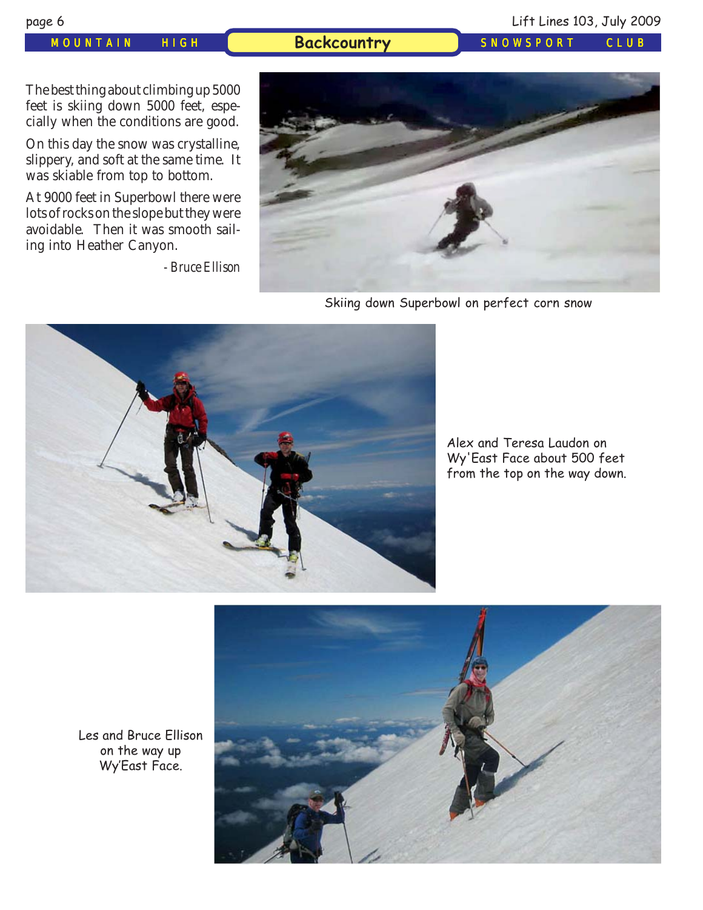## Backcountry

The best thing about climbing up 5000 feet is skiing down 5000 feet, especially when the conditions are good.

On this day the snow was crystalline, slippery, and soft at the same time. It was skiable from top to bottom.

At 9000 feet in Superbowl there were lots of rocks on the slope but they were avoidable. Then it was smooth sailing into Heather Canyon.

*- Bruce Ellison*

Skiing down Superbowl on perfect corn snow

Alex and Teresa Laudon on Wy'East Face about 500 feet from the top on the way down.

Les and Bruce Ellison on the way up Wy'East Face.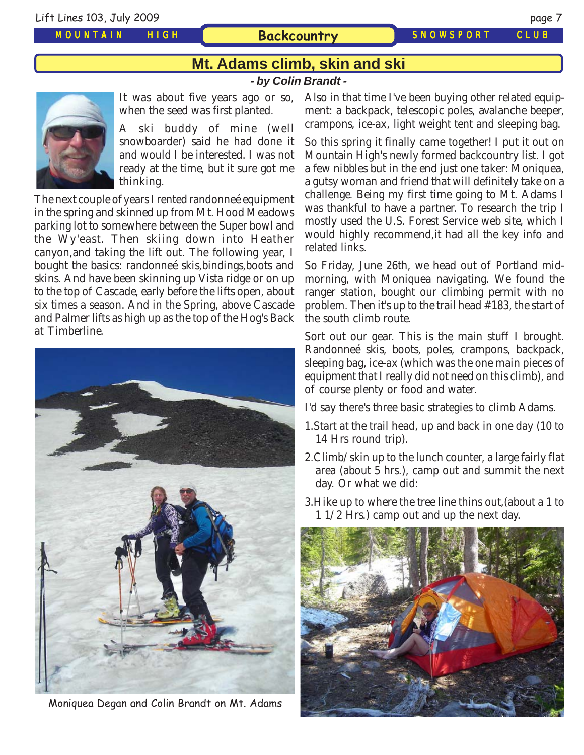# Mt. Adams climb, skin and ski

***- by Colin Brandt -***

It was about five years ago or so, when the seed was first planted.

A ski buddy of mine (well snowboarder) said he had done it and would I be interested. I was not ready at the time, but it sure got me thinking.

The next couple of years I rented randonneé equipment in the spring and skinned up from Mt. Hood Meadows parking lot to somewhere between the Super bowl and the Wy'east. Then skiing down into Heather canyon,and taking the lift out. The following year, I bought the basics: randonneé skis,bindings,boots and skins. And have been skinning up Vista ridge or on up to the top of Cascade, early before the lifts open, about six times a season. And in the Spring, above Cascade and Palmer lifts as high up as the top of the Hog's Back at Timberline.

Moniquea Degan and Colin Brandt on Mt. Adams

Also in that time I've been buying other related equipment: a backpack, telescopic poles, avalanche beeper, crampons, ice-ax, light weight tent and sleeping bag.

So this spring it finally came together! I put it out on Mountain High's newly formed backcountry list. I got a few nibbles but in the end just one taker: Moniquea, a gutsy woman and friend that will definitely take on a challenge. Being my first time going to Mt. Adams I was thankful to have a partner. To research the trip I mostly used the U.S. Forest Service web site, which I would highly recommend,it had all the key info and related links.

So Friday, June 26th, we head out of Portland mid-morning, with Moniquea navigating. We found the ranger station, bought our climbing permit with no problem. Then it's up to the trail head #183, the start of the south climb route.

Sort out our gear. This is the main stuff I brought. Randonneé skis, boots, poles, crampons, backpack, sleeping bag, ice-ax (which was the one main pieces of equipment that I really did not need on this climb), and of course plenty or food and water.

I'd say there's three basic strategies to climb Adams.

1. Start at the trail head, up and back in one day (10 to 14 Hrs round trip).
2. Climb/ skin up to the lunch counter, a large fairly flat area (about 5 hrs.), camp out and summit the next day. Or what we did:
3. Hike up to where the tree line thins out,(about a 1 to 1 1/2 Hrs.) camp out and up the next day.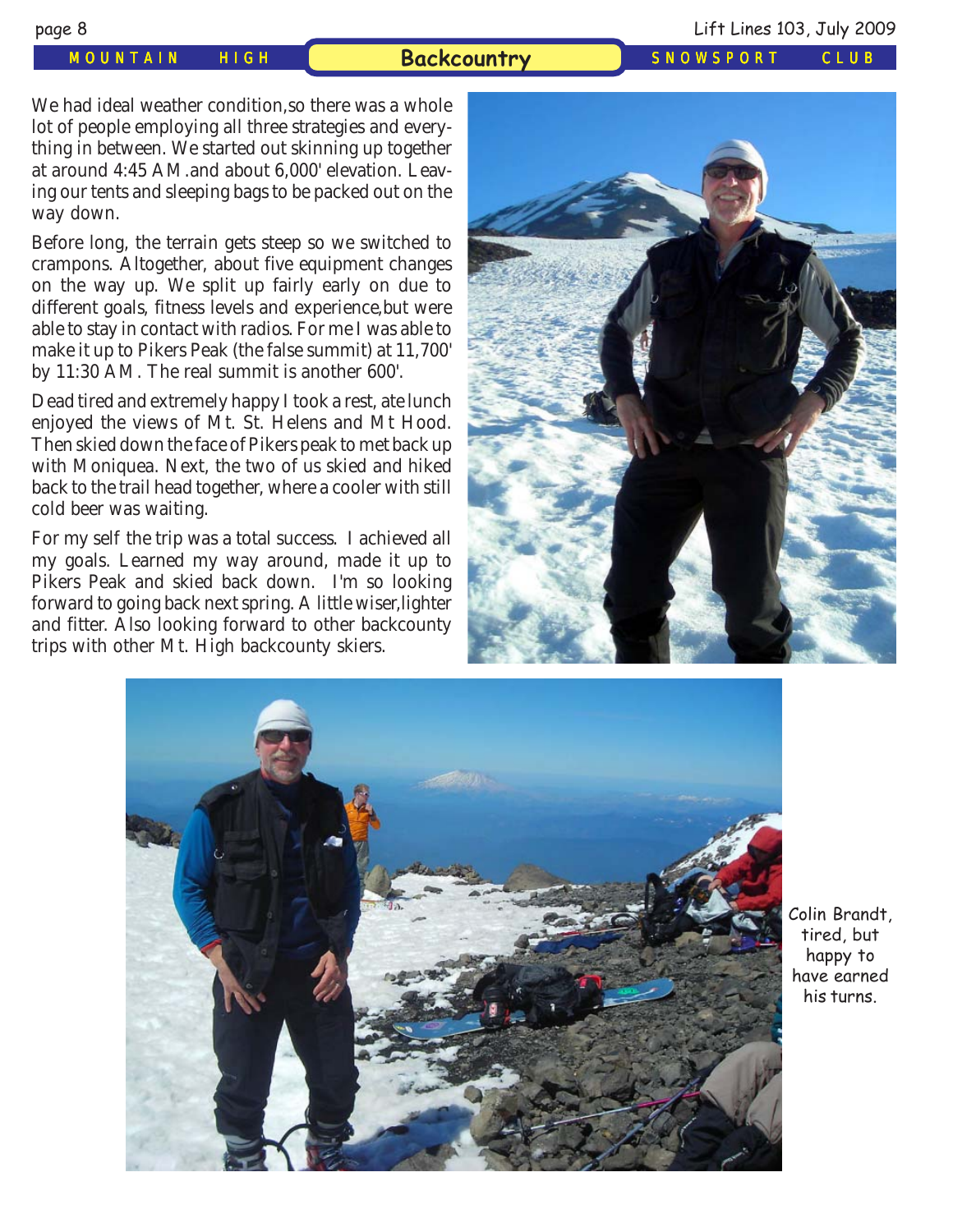We had ideal weather condition,so there was a whole lot of people employing all three strategies and everything in between. We started out skinning up together at around 4:45 AM.and about 6,000' elevation. Leaving our tents and sleeping bags to be packed out on the way down.

Before long, the terrain gets steep so we switched to crampons. Altogether, about five equipment changes on the way up. We split up fairly early on due to different goals, fitness levels and experience,but were able to stay in contact with radios. For me I was able to make it up to Pikers Peak (the false summit) at 11,700' by 11:30 AM. The real summit is another 600'.

Dead tired and extremely happy I took a rest, ate lunch enjoyed the views of Mt. St. Helens and Mt Hood. Then skied down the face of Pikers peak to met back up with Moniquea. Next, the two of us skied and hiked back to the trail head together, where a cooler with still cold beer was waiting.

For my self the trip was a total success. I achieved all my goals. Learned my way around, made it up to Pikers Peak and skied back down. I'm so looking forward to going back next spring. A little wiser,lighter and fitter. Also looking forward to other backcounty trips with other Mt. High backcounty skiers.

Colin Brandt, tired, but happy to have earned his turns.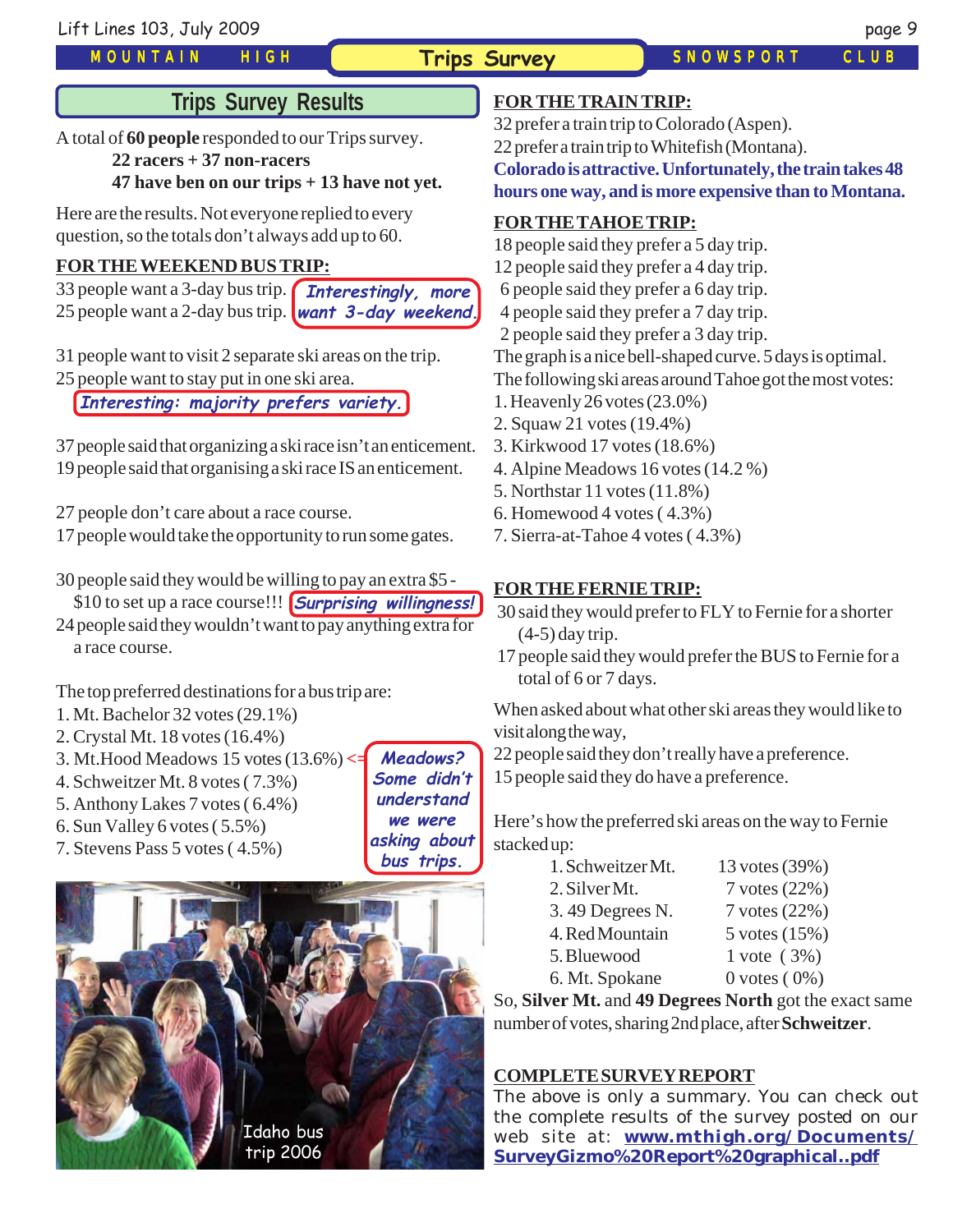## Trips Survey Results

A total of **60 people** responded to our Trips survey.

**22 racers + 37 non-racers**

**47 have ben on our trips + 13 have not yet.**

Here are the results. Not everyone replied to every question, so the totals don't always add up to 60.

**FOR THE WEEKEND BUS TRIP:**

33 people want a 3-day bus trip.
25 people want a 2-day bus trip.

*Interestingly, more want 3-day weekend.*

31 people want to visit 2 separate ski areas on the trip.
25 people want to stay put in one ski area.

*Interesting: majority prefers variety.*

37 people said that organizing a ski race isn't an enticement.
19 people said that organising a ski race IS an enticement.

27 people don't care about a race course.
17 people would take the opportunity to run some gates.

30 people said they would be willing to pay an extra $5 - $10 to set up a race course!!! *Surprising willingness!*
24 people said they wouldn't want to pay anything extra for a race course.

The top preferred destinations for a bus trip are:

1. Mt. Bachelor 32 votes (29.1%)
2. Crystal Mt. 18 votes (16.4%)
3. Mt.Hood Meadows 15 votes (13.6%) <= *Meadows? Some didn't understand we were asking about bus trips.*
4. Schweitzer Mt. 8 votes ( 7.3%)
5. Anthony Lakes 7 votes ( 6.4%)
6. Sun Valley 6 votes ( 5.5%)
7. Stevens Pass 5 votes ( 4.5%)

Idaho bus trip 2006

**FOR THE TRAIN TRIP:**

32 prefer a train trip to Colorado (Aspen).
22 prefer a train trip to Whitefish (Montana).
**Colorado is attractive. Unfortunately, the train takes 48 hours one way, and is more expensive than to Montana.**

**FOR THE TAHOE TRIP:**

18 people said they prefer a 5 day trip.
12 people said they prefer a 4 day trip.
6 people said they prefer a 6 day trip.
4 people said they prefer a 7 day trip.
2 people said they prefer a 3 day trip.

The graph is a nice bell-shaped curve. 5 days is optimal.
The following ski areas around Tahoe got the most votes:

1. Heavenly 26 votes (23.0%)
2. Squaw 21 votes (19.4%)
3. Kirkwood 17 votes (18.6%)
4. Alpine Meadows 16 votes (14.2 %)
5. Northstar 11 votes (11.8%)
6. Homewood 4 votes ( 4.3%)
7. Sierra-at-Tahoe 4 votes ( 4.3%)

**FOR THE FERNIE TRIP:**

30 said they would prefer to FLY to Fernie for a shorter (4-5) day trip.
17 people said they would prefer the BUS to Fernie for a total of 6 or 7 days.

When asked about what other ski areas they would like to visit along the way,
22 people said they don't really have a preference.
15 people said they do have a preference.

Here's how the preferred ski areas on the way to Fernie stacked up:

| | |
|---|---|
| 1. Schweitzer Mt. | 13 votes (39%) |
| 2. Silver Mt. | 7 votes (22%) |
| 3. 49 Degrees N. | 7 votes (22%) |
| 4. Red Mountain | 5 votes (15%) |
| 5. Bluewood | 1 vote ( 3%) |
| 6. Mt. Spokane | 0 votes ( 0%) |

So, **Silver Mt.** and **49 Degrees North** got the exact same number of votes, sharing 2nd place, after **Schweitzer**.

**COMPLETE SURVEY REPORT**

The above is only a summary. You can check out the complete results of the survey posted on our web site at: **www.mthigh.org/Documents/SurveyGizmo%20Report%20graphical..pdf**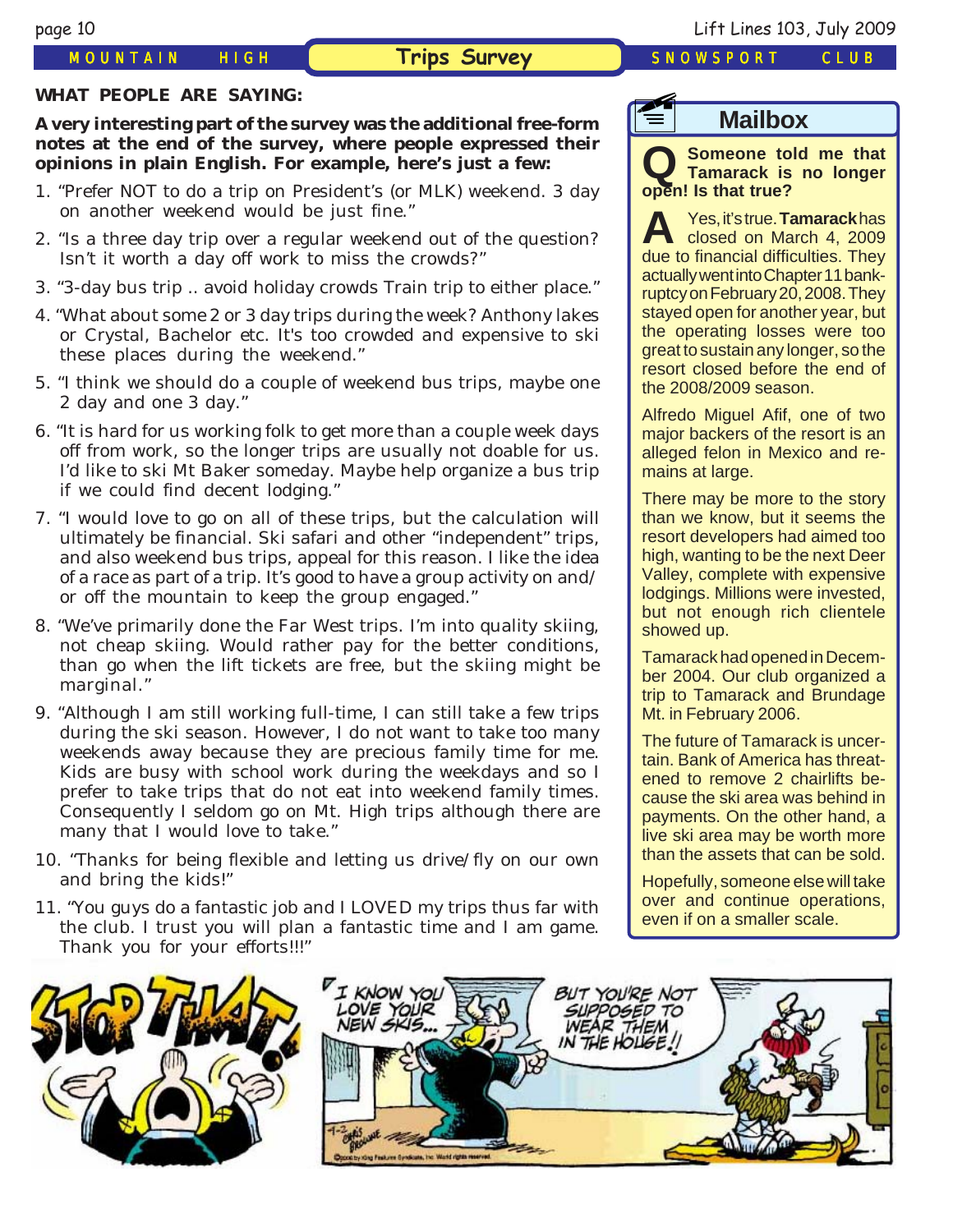## Trips Survey

**WHAT PEOPLE ARE SAYING:**

**A very interesting part of the survey was the additional free-form notes at the end of the survey, where people expressed their opinions in plain English. For example, here's just a few:**

1. "Prefer NOT to do a trip on President's (or MLK) weekend. 3 day on another weekend would be just fine."
2. "Is a three day trip over a regular weekend out of the question? Isn't it worth a day off work to miss the crowds?"
3. "3-day bus trip .. avoid holiday crowds Train trip to either place."
4. "What about some 2 or 3 day trips during the week? Anthony lakes or Crystal, Bachelor etc. It's too crowded and expensive to ski these places during the weekend."
5. "I think we should do a couple of weekend bus trips, maybe one 2 day and one 3 day."
6. "It is hard for us working folk to get more than a couple week days off from work, so the longer trips are usually not doable for us. I'd like to ski Mt Baker someday. Maybe help organize a bus trip if we could find decent lodging."
7. "I would love to go on all of these trips, but the calculation will ultimately be financial. Ski safari and other "independent" trips, and also weekend bus trips, appeal for this reason. I like the idea of a race as part of a trip. It's good to have a group activity on and/or off the mountain to keep the group engaged."
8. "We've primarily done the Far West trips. I'm into quality skiing, not cheap skiing. Would rather pay for the better conditions, than go when the lift tickets are free, but the skiing might be marginal."
9. "Although I am still working full-time, I can still take a few trips during the ski season. However, I do not want to take too many weekends away because they are precious family time for me. Kids are busy with school work during the weekdays and so I prefer to take trips that do not eat into weekend family times. Consequently I seldom go on Mt. High trips although there are many that I would love to take."
10. "Thanks for being flexible and letting us drive/fly on our own and bring the kids!"
11. "You guys do a fantastic job and I LOVED my trips thus far with the club. I trust you will plan a fantastic time and I am game. Thank you for your efforts!!!"

## Mailbox

**Q Someone told me that Tamarack is no longer open! Is that true?**

**A** Yes, it's true. **Tamarack** has closed on March 4, 2009 due to financial difficulties. They actually went into Chapter 11 bankruptcy on February 20, 2008. They stayed open for another year, but the operating losses were too great to sustain any longer, so the resort closed before the end of the 2008/2009 season.

Alfredo Miguel Afif, one of two major backers of the resort is an alleged felon in Mexico and remains at large.

There may be more to the story than we know, but it seems the resort developers had aimed too high, wanting to be the next Deer Valley, complete with expensive lodgings. Millions were invested, but not enough rich clientele showed up.

Tamarack had opened in December 2004. Our club organized a trip to Tamarack and Brundage Mt. in February 2006.

The future of Tamarack is uncertain. Bank of America has threatened to remove 2 chairlifts because the ski area was behind in payments. On the other hand, a live ski area may be worth more than the assets that can be sold.

Hopefully, someone else will take over and continue operations, even if on a smaller scale.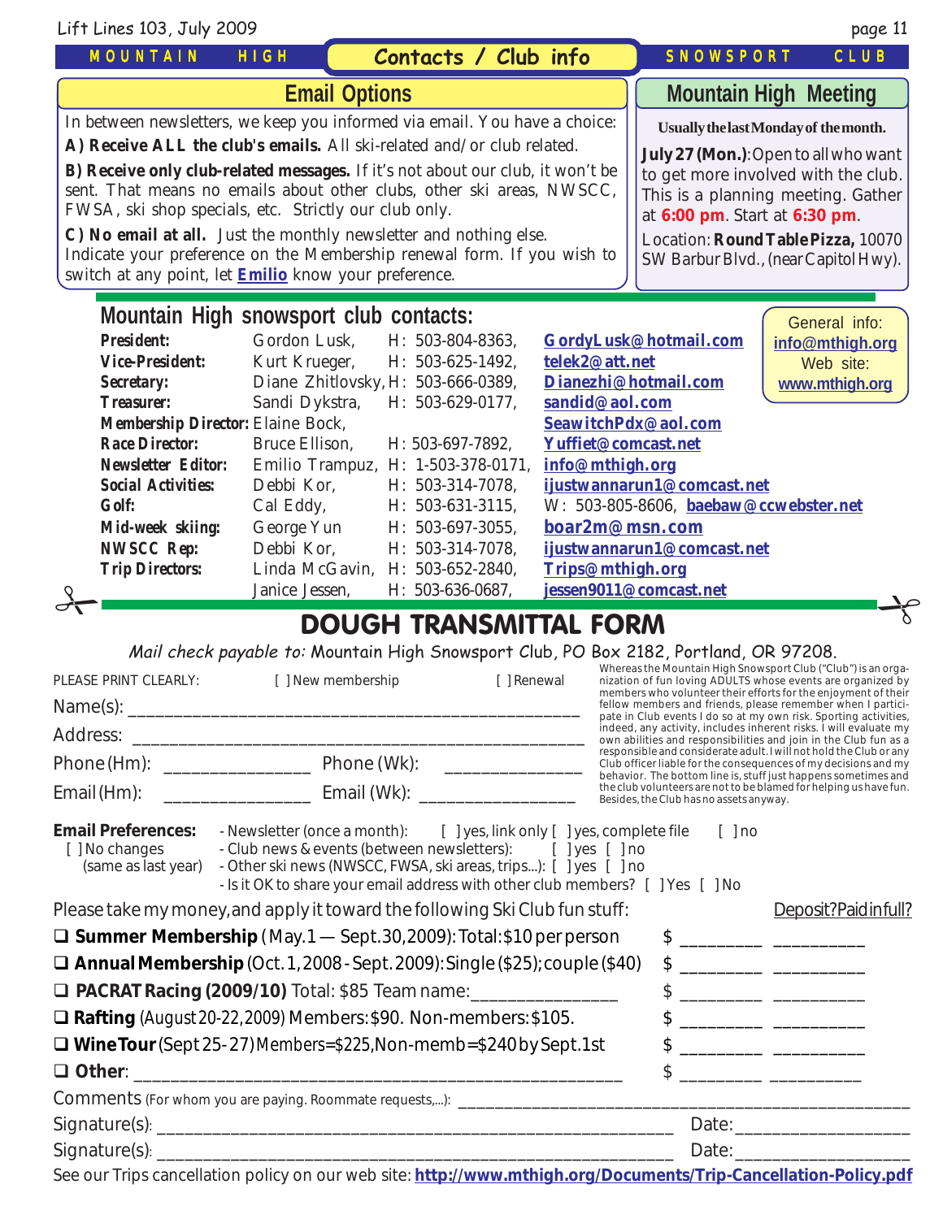## Contacts / Club info

### Email Options

In between newsletters, we keep you informed via email. You have a choice:

**A) Receive ALL the club's emails.** All ski-related and/or club related.

**B) Receive only club-related messages.** If it's not about our club, it won't be sent. That means no emails about other clubs, other ski areas, NWSCC, FWSA, ski shop specials, etc. Strictly our club only.

**C) No email at all.** Just the monthly newsletter and nothing else.

Indicate your preference on the Membership renewal form. If you wish to switch at any point, let **Emilio** know your preference.

### Mountain High Meeting

**Usually the last Monday of the month.**

**July 27 (Mon.)**: Open to all who want to get more involved with the club. This is a planning meeting. Gather at **6:00 pm**. Start at **6:30 pm**.

Location: **Round Table Pizza,** 10070 SW Barbur Blvd., (near Capitol Hwy).

### Mountain High snowsport club contacts:

| Role | Name | Phone | Email |
|---|---|---|---|
| **President:** | Gordon Lusk, | H: 503-804-8363, | GordyLusk@hotmail.com |
| **Vice-President:** | Kurt Krueger, | H: 503-625-1492, | telek2@att.net |
| **Secretary:** | Diane Zhitlovsky, | H: 503-666-0389, | Dianezhi@hotmail.com |
| **Treasurer:** | Sandi Dykstra, | H: 503-629-0177, | sandid@aol.com |
| **Membership Director:** | Elaine Bock, | | SeawitchPdx@aol.com |
| **Race Director:** | Bruce Ellison, | H: 503-697-7892, | Yuffiet@comcast.net |
| **Newsletter Editor:** | Emilio Trampuz, | H: 1-503-378-0171, | info@mthigh.org |
| **Social Activities:** | Debbi Kor, | H: 503-314-7078, | ijustwannarun1@comcast.net |
| **Golf:** | Cal Eddy, | H: 503-631-3115, | W: 503-805-8606, baebaw@ccwebster.net |
| **Mid-week skiing:** | George Yun | H: 503-697-3055, | boar2m@msn.com |
| **NWSCC Rep:** | Debbi Kor, | H: 503-314-7078, | ijustwannarun1@comcast.net |
| **Trip Directors:** | Linda McGavin, | H: 503-652-2840, | Trips@mthigh.org |
| | Janice Jessen, | H: 503-636-0687, | jessen9011@comcast.net |

General info: **info@mthigh.org**
Web site: **www.mthigh.org**

## DOUGH TRANSMITTAL FORM

*Mail check payable to:* Mountain High Snowsport Club, PO Box 2182, Portland, OR 97208.

PLEASE PRINT CLEARLY: [ ] New membership [ ] Renewal

Name(s): ______________________________________________

Address: ______________________________________________

Phone (Hm): _______________ Phone (Wk): _______________

Email (Hm): _______________ Email (Wk): _______________

Whereas the Mountain High Snowsport Club ("Club") is an organization of fun loving ADULTS whose events are organized by members who volunteer their efforts for the enjoyment of their fellow members and friends, please remember when I participate in Club events I do so at my own risk. Sporting activities, indeed, any activity, includes inherent risks. I will evaluate my own abilities and responsibilities and join in the Club fun as a responsible and considerate adult. I will not hold the Club or any Club officer liable for the consequences of my decisions and my behavior. The bottom line is, stuff just happens sometimes and the club volunteers are not to be blamed for helping us have fun. Besides, the Club has no assets anyway.

**Email Preferences:**
[ ] No changes (same as last year)
- Newsletter (once a month): [ ] yes, link only [ ] yes, complete file [ ] no
- Club news & events (between newsletters): [ ] yes [ ] no
- Other ski news (NWSCC, FWSA, ski areas, trips...): [ ] yes [ ] no
- Is it OK to share your email address with other club members? [ ] Yes [ ] No

Please take my money, and apply it toward the following Ski Club fun stuff: Deposit? Paid in full?

- ❑ **Summer Membership** (May.1 — Sept.30, 2009): Total: $10 per person $ ________ ________
- ❑ **Annual Membership** (Oct. 1, 2008 - Sept. 2009): Single ($25); couple ($40) $ ________ ________
- ❑ **PACRAT Racing (2009/10)** Total: $85 Team name:_______________ $ ________ ________
- ❑ **Rafting** (August 20-22, 2009) Members: $90. Non-members: $105. $ ________ ________
- ❑ **Wine Tour** (Sept 25-27) Members=$225, Non-memb=$240 by Sept.1st $ ________ ________
- ❑ **Other**: _______________________________________ $ ________ ________

Comments (For whom you are paying. Roommate requests,...): _______________________________________

Signature(s): _______________________________________ Date: _______________

Signature(s): _______________________________________ Date: _______________

See our Trips cancellation policy on our web site: **http://www.mthigh.org/Documents/Trip-Cancellation-Policy.pdf**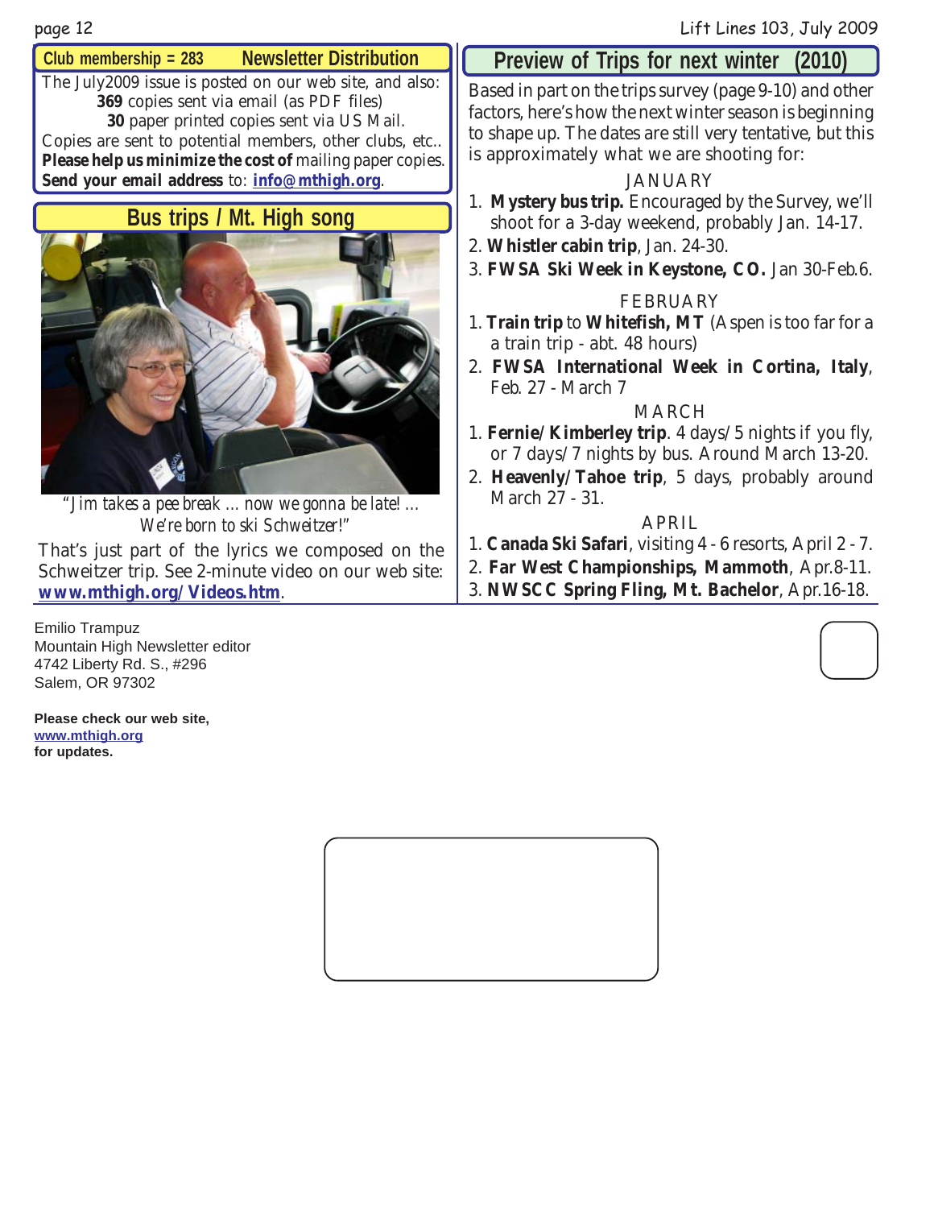## Club membership = 283 — Newsletter Distribution

The July2009 issue is posted on our web site, and also:
**369** copies sent via email (as PDF files)
**30** paper printed copies sent via US Mail.
Copies are sent to potential members, other clubs, etc..
**Please help us minimize the cost of** mailing paper copies.
**Send your email address** to: **info@mthigh.org**.

## Bus trips / Mt. High song

*"Jim takes a pee break ... now we gonna be late! ... We're born to ski Schweitzer!"*

That's just part of the lyrics we composed on the Schweitzer trip. See 2-minute video on our web site: **www.mthigh.org/Videos.htm**.

## Preview of Trips for next winter (2010)

Based in part on the trips survey (page 9-10) and other factors, here's how the next winter season is beginning to shape up. The dates are still very tentative, but this is approximately what we are shooting for:

JANUARY

1. **Mystery bus trip.** Encouraged by the Survey, we'll shoot for a 3-day weekend, probably Jan. 14-17.
2. **Whistler cabin trip**, Jan. 24-30.
3. **FWSA Ski Week in Keystone, CO.** Jan 30-Feb.6.

FEBRUARY

1. **Train trip** to **Whitefish, MT** (Aspen is too far for a a train trip - abt. 48 hours)
2. **FWSA International Week in Cortina, Italy**, Feb. 27 - March 7

MARCH

1. **Fernie/Kimberley trip**. 4 days/5 nights if you fly, or 7 days/7 nights by bus. Around March 13-20.
2. **Heavenly/Tahoe trip**, 5 days, probably around March 27 - 31.

APRIL

1. **Canada Ski Safari**, visiting 4 - 6 resorts, April 2 - 7.
2. **Far West Championships, Mammoth**, Apr.8-11.
3. **NWSCC Spring Fling, Mt. Bachelor**, Apr.16-18.

Emilio Trampuz
Mountain High Newsletter editor
4742 Liberty Rd. S., #296
Salem, OR 97302

**Please check our web site,**
**www.mthigh.org**
**for updates.**